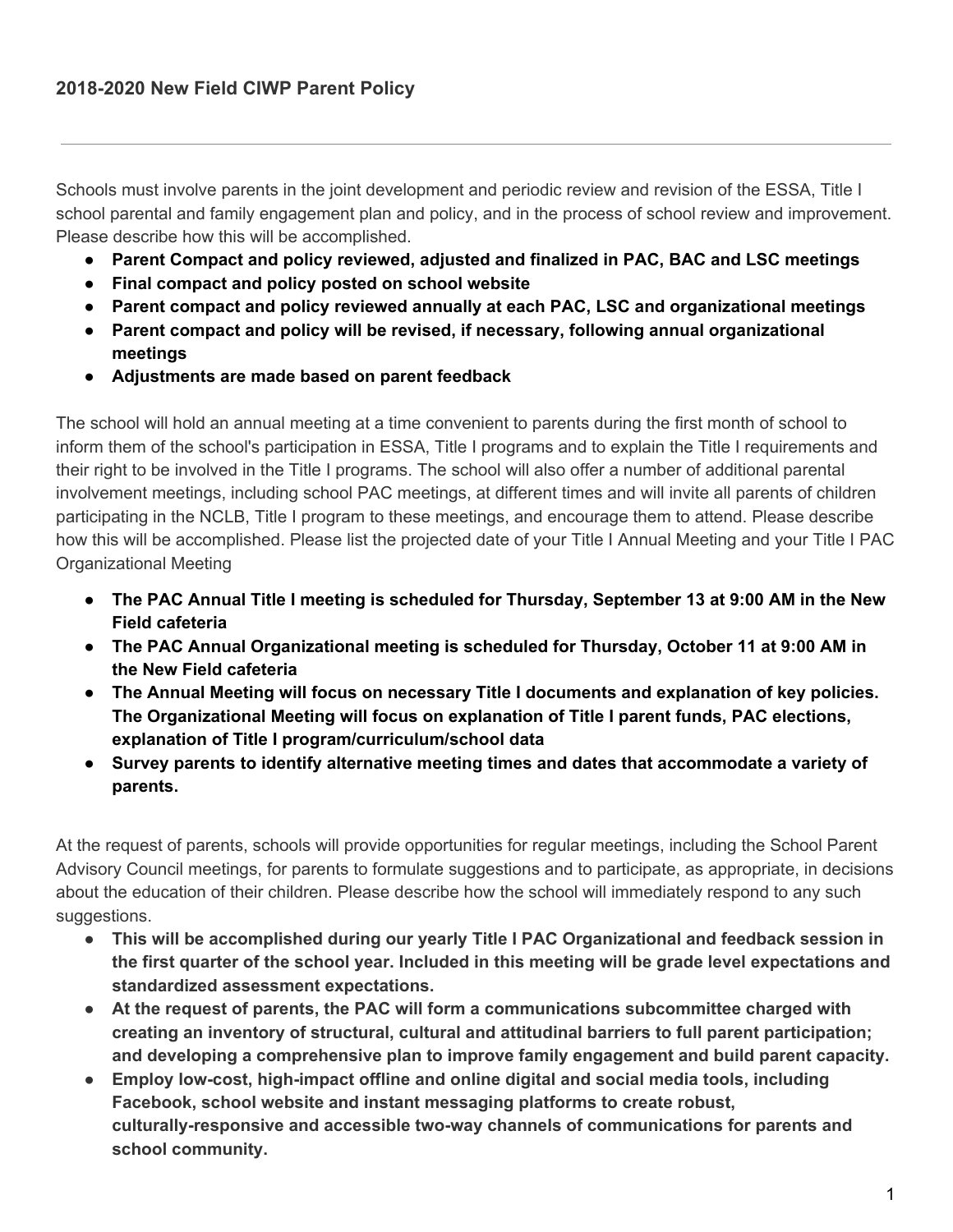## 2018-2020 New Field CIWP Parent Policy

---

Schools must involve parents in the joint development and periodic review and revision of the ESSA, Title I school parental and family engagement plan and policy, and in the process of school review and improvement. Please describe how this will be accomplished.

- **Parent Compact and policy reviewed, adjusted and finalized in PAC, BAC and LSC meetings**
- **Final compact and policy posted on school website**
- **Parent compact and policy reviewed annually at each PAC, LSC and organizational meetings**
- **Parent compact and policy will be revised, if necessary, following annual organizational meetings**
- **Adjustments are made based on parent feedback**

The school will hold an annual meeting at a time convenient to parents during the first month of school to inform them of the school's participation in ESSA, Title I programs and to explain the Title I requirements and their right to be involved in the Title I programs. The school will also offer a number of additional parental involvement meetings, including school PAC meetings, at different times and will invite all parents of children participating in the NCLB, Title I program to these meetings, and encourage them to attend. Please describe how this will be accomplished. Please list the projected date of your Title I Annual Meeting and your Title I PAC Organizational Meeting

- **The PAC Annual Title I meeting is scheduled for Thursday, September 13 at 9:00 AM in the New Field cafeteria**
- **The PAC Annual Organizational meeting is scheduled for Thursday, October 11 at 9:00 AM in the New Field cafeteria**
- **The Annual Meeting will focus on necessary Title I documents and explanation of key policies. The Organizational Meeting will focus on explanation of Title I parent funds, PAC elections, explanation of Title I program/curriculum/school data**
- **Survey parents to identify alternative meeting times and dates that accommodate a variety of parents.**

At the request of parents, schools will provide opportunities for regular meetings, including the School Parent Advisory Council meetings, for parents to formulate suggestions and to participate, as appropriate, in decisions about the education of their children. Please describe how the school will immediately respond to any such suggestions.

- **This will be accomplished during our yearly Title I PAC Organizational and feedback session in the first quarter of the school year. Included in this meeting will be grade level expectations and standardized assessment expectations.**
- **At the request of parents, the PAC will form a communications subcommittee charged with creating an inventory of structural, cultural and attitudinal barriers to full parent participation; and developing a comprehensive plan to improve family engagement and build parent capacity.**
- **Employ low-cost, high-impact offline and online digital and social media tools, including Facebook, school website and instant messaging platforms to create robust, culturally-responsive and accessible two-way channels of communications for parents and school community.**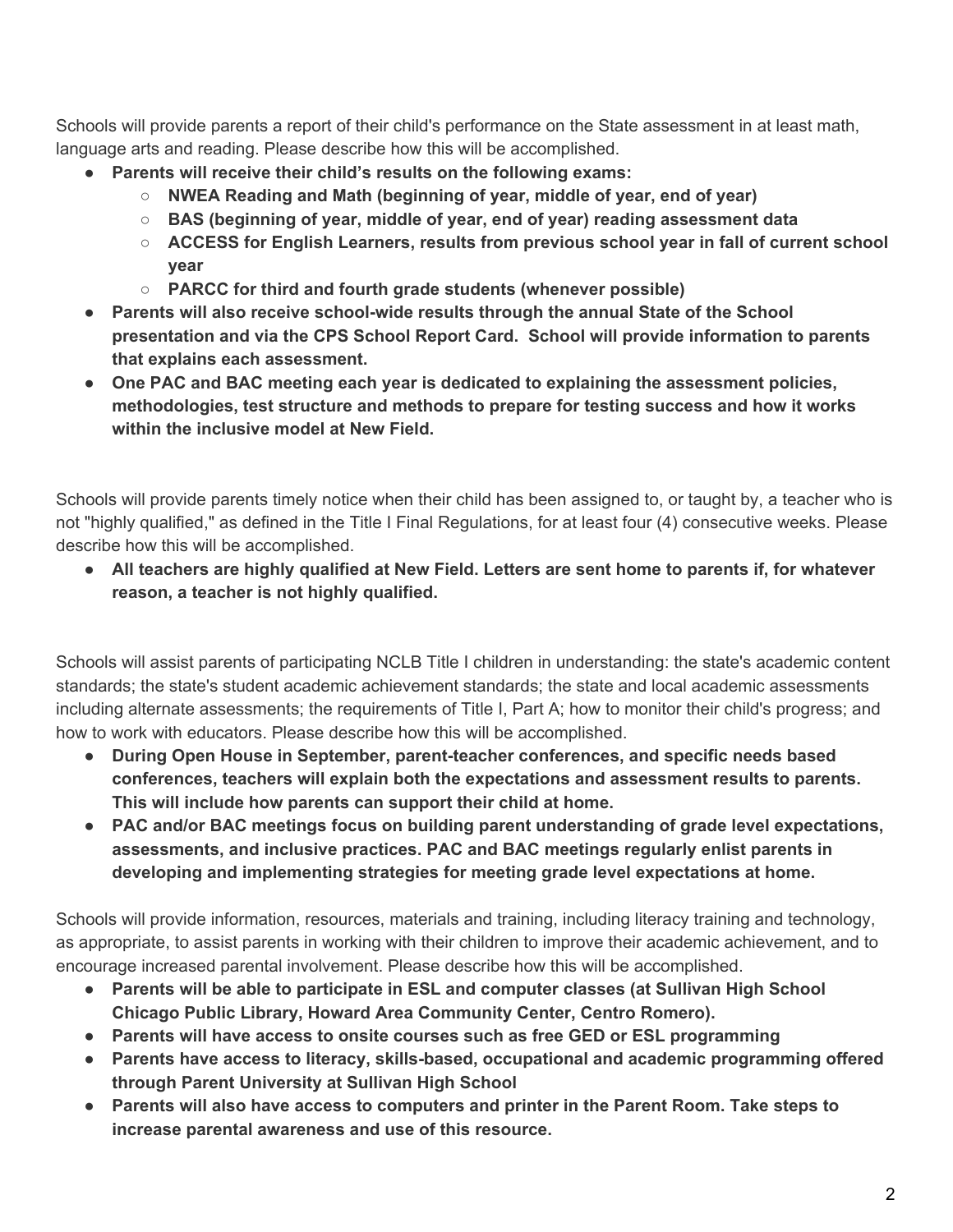Schools will provide parents a report of their child's performance on the State assessment in at least math, language arts and reading. Please describe how this will be accomplished.

- **Parents will receive their child's results on the following exams:**
  - **NWEA Reading and Math (beginning of year, middle of year, end of year)**
  - **BAS (beginning of year, middle of year, end of year) reading assessment data**
  - **ACCESS for English Learners, results from previous school year in fall of current school year**
  - **PARCC for third and fourth grade students (whenever possible)**
- **Parents will also receive school-wide results through the annual State of the School presentation and via the CPS School Report Card. School will provide information to parents that explains each assessment.**
- **One PAC and BAC meeting each year is dedicated to explaining the assessment policies, methodologies, test structure and methods to prepare for testing success and how it works within the inclusive model at New Field.**

Schools will provide parents timely notice when their child has been assigned to, or taught by, a teacher who is not "highly qualified," as defined in the Title I Final Regulations, for at least four (4) consecutive weeks. Please describe how this will be accomplished.

- **All teachers are highly qualified at New Field. Letters are sent home to parents if, for whatever reason, a teacher is not highly qualified.**

Schools will assist parents of participating NCLB Title I children in understanding: the state's academic content standards; the state's student academic achievement standards; the state and local academic assessments including alternate assessments; the requirements of Title I, Part A; how to monitor their child's progress; and how to work with educators. Please describe how this will be accomplished.

- **During Open House in September, parent-teacher conferences, and specific needs based conferences, teachers will explain both the expectations and assessment results to parents. This will include how parents can support their child at home.**
- **PAC and/or BAC meetings focus on building parent understanding of grade level expectations, assessments, and inclusive practices. PAC and BAC meetings regularly enlist parents in developing and implementing strategies for meeting grade level expectations at home.**

Schools will provide information, resources, materials and training, including literacy training and technology, as appropriate, to assist parents in working with their children to improve their academic achievement, and to encourage increased parental involvement. Please describe how this will be accomplished.

- **Parents will be able to participate in ESL and computer classes (at Sullivan High School Chicago Public Library, Howard Area Community Center, Centro Romero).**
- **Parents will have access to onsite courses such as free GED or ESL programming**
- **Parents have access to literacy, skills-based, occupational and academic programming offered through Parent University at Sullivan High School**
- **Parents will also have access to computers and printer in the Parent Room. Take steps to increase parental awareness and use of this resource.**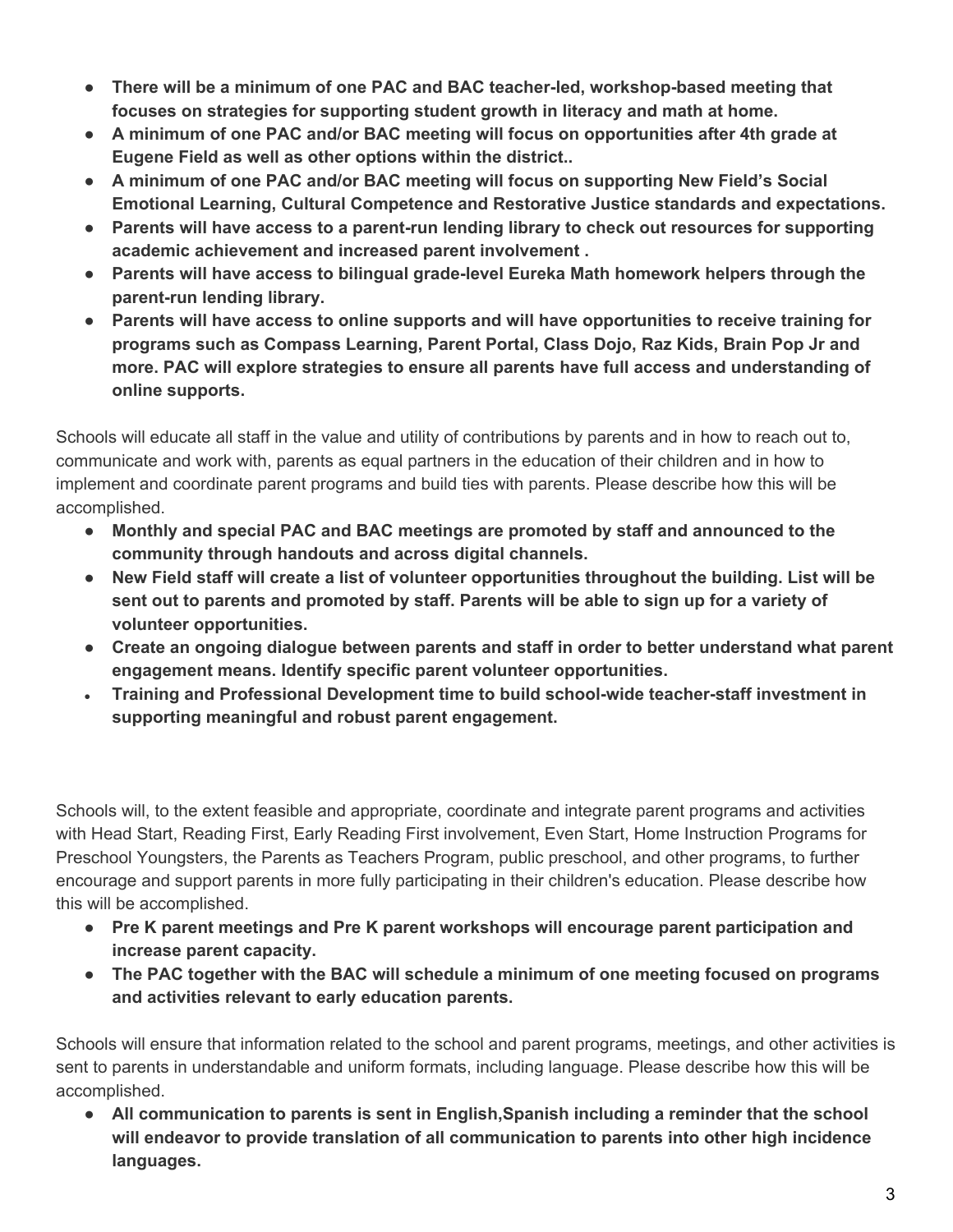- **There will be a minimum of one PAC and BAC teacher-led, workshop-based meeting that focuses on strategies for supporting student growth in literacy and math at home.**
- **A minimum of one PAC and/or BAC meeting will focus on opportunities after 4th grade at Eugene Field as well as other options within the district..**
- **A minimum of one PAC and/or BAC meeting will focus on supporting New Field's Social Emotional Learning, Cultural Competence and Restorative Justice standards and expectations.**
- **Parents will have access to a parent-run lending library to check out resources for supporting academic achievement and increased parent involvement .**
- **Parents will have access to bilingual grade-level Eureka Math homework helpers through the parent-run lending library.**
- **Parents will have access to online supports and will have opportunities to receive training for programs such as Compass Learning, Parent Portal, Class Dojo, Raz Kids, Brain Pop Jr and more. PAC will explore strategies to ensure all parents have full access and understanding of online supports.**

Schools will educate all staff in the value and utility of contributions by parents and in how to reach out to, communicate and work with, parents as equal partners in the education of their children and in how to implement and coordinate parent programs and build ties with parents. Please describe how this will be accomplished.

- **Monthly and special PAC and BAC meetings are promoted by staff and announced to the community through handouts and across digital channels.**
- **New Field staff will create a list of volunteer opportunities throughout the building. List will be sent out to parents and promoted by staff. Parents will be able to sign up for a variety of volunteer opportunities.**
- **Create an ongoing dialogue between parents and staff in order to better understand what parent engagement means. Identify specific parent volunteer opportunities.**
- **Training and Professional Development time to build school-wide teacher-staff investment in supporting meaningful and robust parent engagement.**

Schools will, to the extent feasible and appropriate, coordinate and integrate parent programs and activities with Head Start, Reading First, Early Reading First involvement, Even Start, Home Instruction Programs for Preschool Youngsters, the Parents as Teachers Program, public preschool, and other programs, to further encourage and support parents in more fully participating in their children's education. Please describe how this will be accomplished.

- **Pre K parent meetings and Pre K parent workshops will encourage parent participation and increase parent capacity.**
- **The PAC together with the BAC will schedule a minimum of one meeting focused on programs and activities relevant to early education parents.**

Schools will ensure that information related to the school and parent programs, meetings, and other activities is sent to parents in understandable and uniform formats, including language. Please describe how this will be accomplished.

- **All communication to parents is sent in English,Spanish including a reminder that the school will endeavor to provide translation of all communication to parents into other high incidence languages.**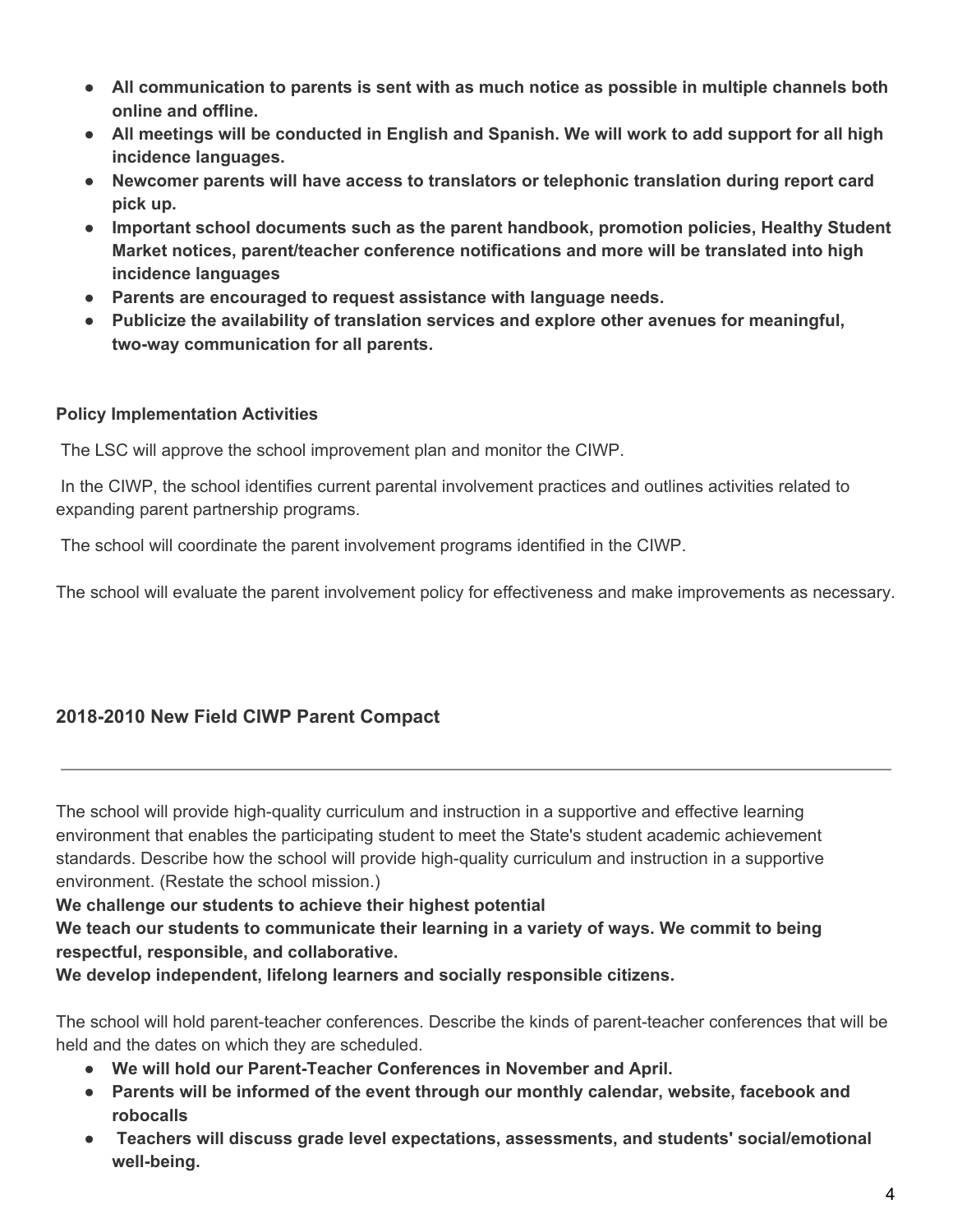- **All communication to parents is sent with as much notice as possible in multiple channels both online and offline.**
- **All meetings will be conducted in English and Spanish. We will work to add support for all high incidence languages.**
- **Newcomer parents will have access to translators or telephonic translation during report card pick up.**
- **Important school documents such as the parent handbook, promotion policies, Healthy Student Market notices, parent/teacher conference notifications and more will be translated into high incidence languages**
- **Parents are encouraged to request assistance with language needs.**
- **Publicize the availability of translation services and explore other avenues for meaningful, two-way communication for all parents.**

**Policy Implementation Activities**

The LSC will approve the school improvement plan and monitor the CIWP.

In the CIWP, the school identifies current parental involvement practices and outlines activities related to expanding parent partnership programs.

The school will coordinate the parent involvement programs identified in the CIWP.

The school will evaluate the parent involvement policy for effectiveness and make improvements as necessary.

### 2018-2010 New Field CIWP Parent Compact

---

The school will provide high-quality curriculum and instruction in a supportive and effective learning environment that enables the participating student to meet the State's student academic achievement standards. Describe how the school will provide high-quality curriculum and instruction in a supportive environment. (Restate the school mission.)

**We challenge our students to achieve their highest potential**

**We teach our students to communicate their learning in a variety of ways. We commit to being respectful, responsible, and collaborative.**

**We develop independent, lifelong learners and socially responsible citizens.**

The school will hold parent-teacher conferences. Describe the kinds of parent-teacher conferences that will be held and the dates on which they are scheduled.

- **We will hold our Parent-Teacher Conferences in November and April.**
- **Parents will be informed of the event through our monthly calendar, website, facebook and robocalls**
- **Teachers will discuss grade level expectations, assessments, and students' social/emotional well-being.**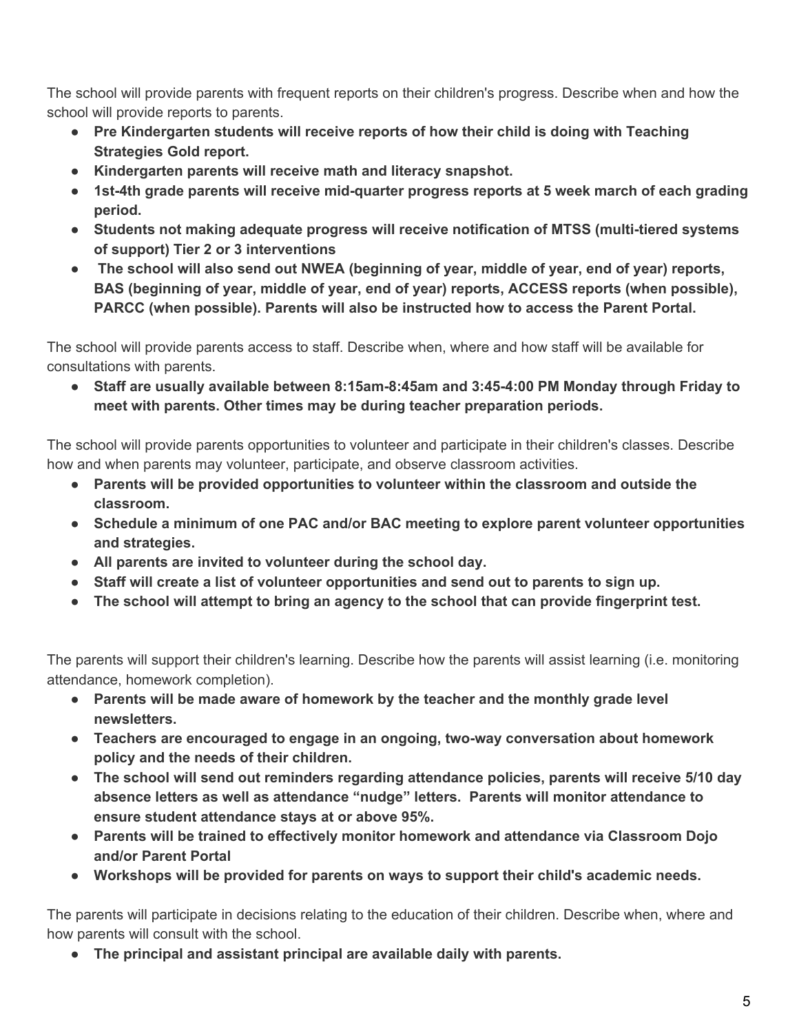The school will provide parents with frequent reports on their children's progress. Describe when and how the school will provide reports to parents.

- **Pre Kindergarten students will receive reports of how their child is doing with Teaching Strategies Gold report.**
- **Kindergarten parents will receive math and literacy snapshot.**
- **1st-4th grade parents will receive mid-quarter progress reports at 5 week march of each grading period.**
- **Students not making adequate progress will receive notification of MTSS (multi-tiered systems of support) Tier 2 or 3 interventions**
- **The school will also send out NWEA (beginning of year, middle of year, end of year) reports, BAS (beginning of year, middle of year, end of year) reports, ACCESS reports (when possible), PARCC (when possible). Parents will also be instructed how to access the Parent Portal.**

The school will provide parents access to staff. Describe when, where and how staff will be available for consultations with parents.

- **Staff are usually available between 8:15am-8:45am and 3:45-4:00 PM Monday through Friday to meet with parents. Other times may be during teacher preparation periods.**

The school will provide parents opportunities to volunteer and participate in their children's classes. Describe how and when parents may volunteer, participate, and observe classroom activities.

- **Parents will be provided opportunities to volunteer within the classroom and outside the classroom.**
- **Schedule a minimum of one PAC and/or BAC meeting to explore parent volunteer opportunities and strategies.**
- **All parents are invited to volunteer during the school day.**
- **Staff will create a list of volunteer opportunities and send out to parents to sign up.**
- **The school will attempt to bring an agency to the school that can provide fingerprint test.**

The parents will support their children's learning. Describe how the parents will assist learning (i.e. monitoring attendance, homework completion).

- **Parents will be made aware of homework by the teacher and the monthly grade level newsletters.**
- **Teachers are encouraged to engage in an ongoing, two-way conversation about homework policy and the needs of their children.**
- **The school will send out reminders regarding attendance policies, parents will receive 5/10 day absence letters as well as attendance "nudge" letters. Parents will monitor attendance to ensure student attendance stays at or above 95%.**
- **Parents will be trained to effectively monitor homework and attendance via Classroom Dojo and/or Parent Portal**
- **Workshops will be provided for parents on ways to support their child's academic needs.**

The parents will participate in decisions relating to the education of their children. Describe when, where and how parents will consult with the school.

- **The principal and assistant principal are available daily with parents.**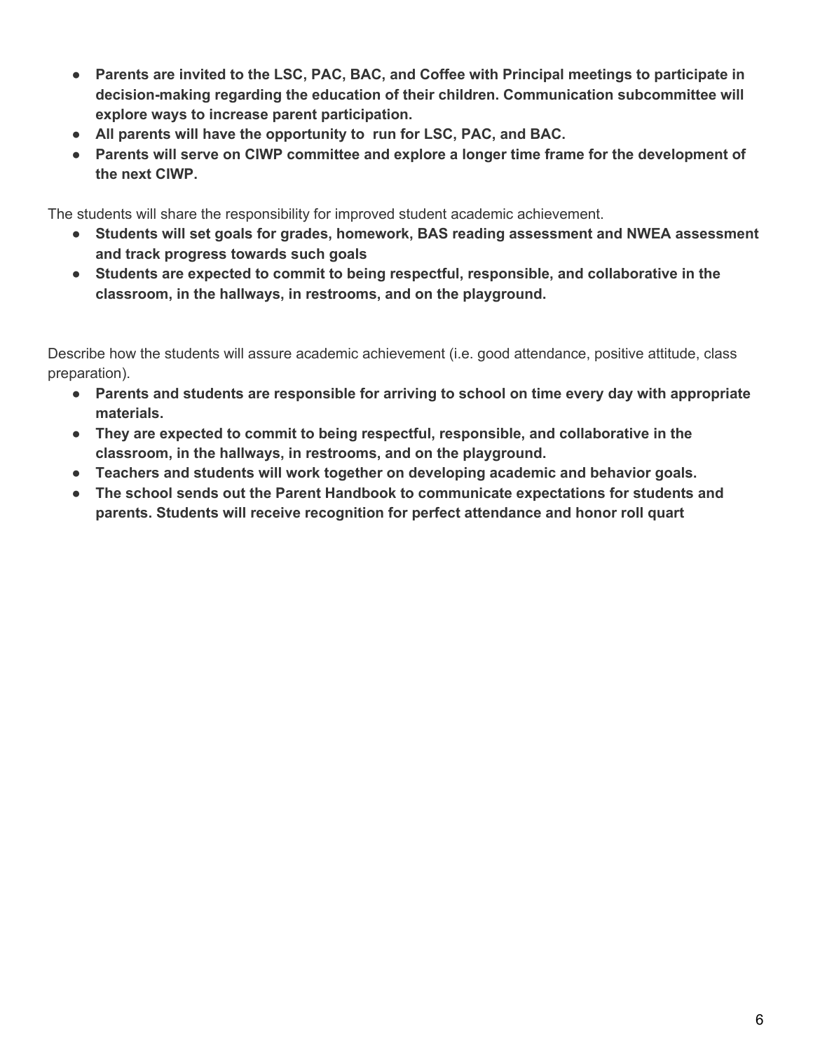- **Parents are invited to the LSC, PAC, BAC, and Coffee with Principal meetings to participate in decision-making regarding the education of their children. Communication subcommittee will explore ways to increase parent participation.**
- **All parents will have the opportunity to  run for LSC, PAC, and BAC.**
- **Parents will serve on CIWP committee and explore a longer time frame for the development of the next CIWP.**

The students will share the responsibility for improved student academic achievement.

- **Students will set goals for grades, homework, BAS reading assessment and NWEA assessment and track progress towards such goals**
- **Students are expected to commit to being respectful, responsible, and collaborative in the classroom, in the hallways, in restrooms, and on the playground.**

Describe how the students will assure academic achievement (i.e. good attendance, positive attitude, class preparation).

- **Parents and students are responsible for arriving to school on time every day with appropriate materials.**
- **They are expected to commit to being respectful, responsible, and collaborative in the classroom, in the hallways, in restrooms, and on the playground.**
- **Teachers and students will work together on developing academic and behavior goals.**
- **The school sends out the Parent Handbook to communicate expectations for students and parents. Students will receive recognition for perfect attendance and honor roll quart**